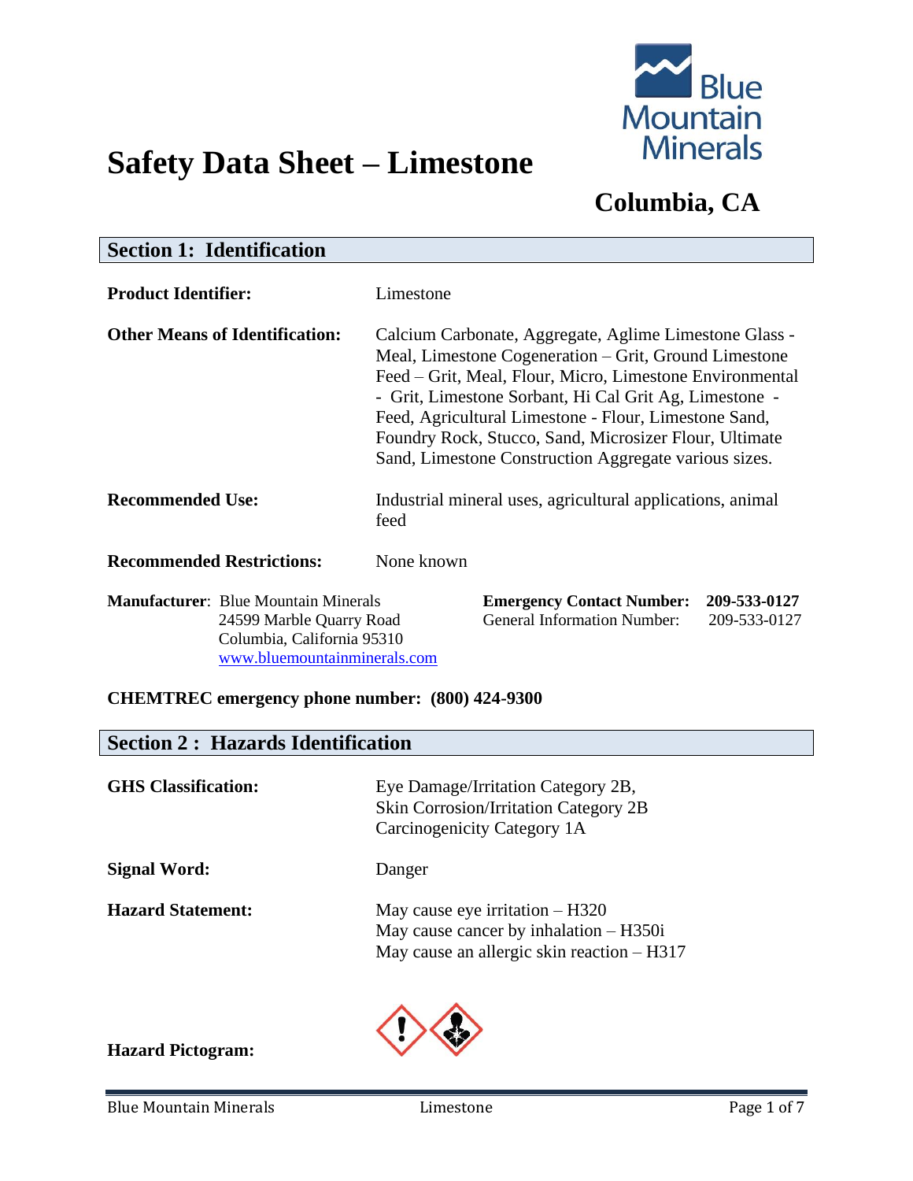# Safety Data Sheet – Limestone

**Blue Mountain Minerals**

## Columbia, CA

## Section 1: Identification

**Product Identifier:** Limestone

**Other Means of Identification:** Calcium Carbonate, Aggregate, Aglime Limestone Glass - Meal, Limestone Cogeneration – Grit, Ground Limestone Feed – Grit, Meal, Flour, Micro, Limestone Environmental - Grit, Limestone Sorbant, Hi Cal Grit Ag, Limestone - Feed, Agricultural Limestone - Flour, Limestone Sand, Foundry Rock, Stucco, Sand, Microsizer Flour, Ultimate Sand, Limestone Construction Aggregate various sizes.

**Recommended Use:** Industrial mineral uses, agricultural applications, animal feed

**Recommended Restrictions:** None known

**Manufacturer**: Blue Mountain Minerals
24599 Marble Quarry Road
Columbia, California 95310
www.bluemountainminerals.com

**Emergency Contact Number: 209-533-0127**
General Information Number: 209-533-0127

**CHEMTREC emergency phone number: (800) 424-9300**

## Section 2 : Hazards Identification

**GHS Classification:** Eye Damage/Irritation Category 2B,
Skin Corrosion/Irritation Category 2B
Carcinogenicity Category 1A

**Signal Word:** Danger

**Hazard Statement:** May cause eye irritation – H320
May cause cancer by inhalation – H350i
May cause an allergic skin reaction – H317

**Hazard Pictogram:**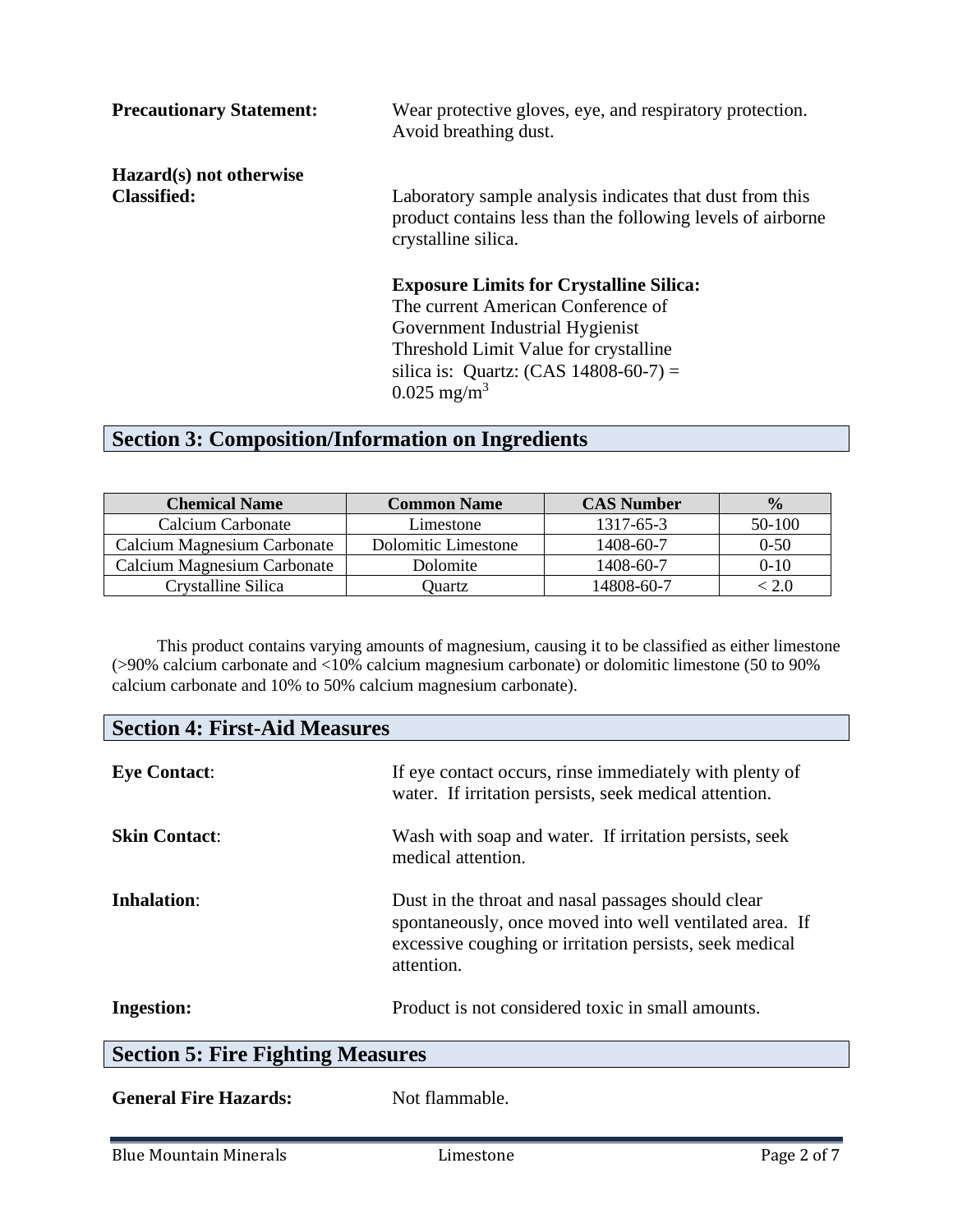**Precautionary Statement:** Wear protective gloves, eye, and respiratory protection. Avoid breathing dust.

**Hazard(s) not otherwise Classified:** Laboratory sample analysis indicates that dust from this product contains less than the following levels of airborne crystalline silica.

**Exposure Limits for Crystalline Silica:**
The current American Conference of Government Industrial Hygienist Threshold Limit Value for crystalline silica is: Quartz: (CAS 14808-60-7) = 0.025 mg/m$^3$

## Section 3: Composition/Information on Ingredients

| Chemical Name | Common Name | CAS Number | % |
|---|---|---|---|
| Calcium Carbonate | Limestone | 1317-65-3 | 50-100 |
| Calcium Magnesium Carbonate | Dolomitic Limestone | 1408-60-7 | 0-50 |
| Calcium Magnesium Carbonate | Dolomite | 1408-60-7 | 0-10 |
| Crystalline Silica | Quartz | 14808-60-7 | < 2.0 |

This product contains varying amounts of magnesium, causing it to be classified as either limestone (>90% calcium carbonate and <10% calcium magnesium carbonate) or dolomitic limestone (50 to 90% calcium carbonate and 10% to 50% calcium magnesium carbonate).

## Section 4: First-Aid Measures

**Eye Contact**: If eye contact occurs, rinse immediately with plenty of water. If irritation persists, seek medical attention.

**Skin Contact**: Wash with soap and water. If irritation persists, seek medical attention.

**Inhalation**: Dust in the throat and nasal passages should clear spontaneously, once moved into well ventilated area. If excessive coughing or irritation persists, seek medical attention.

**Ingestion:** Product is not considered toxic in small amounts.

## Section 5: Fire Fighting Measures

**General Fire Hazards:** Not flammable.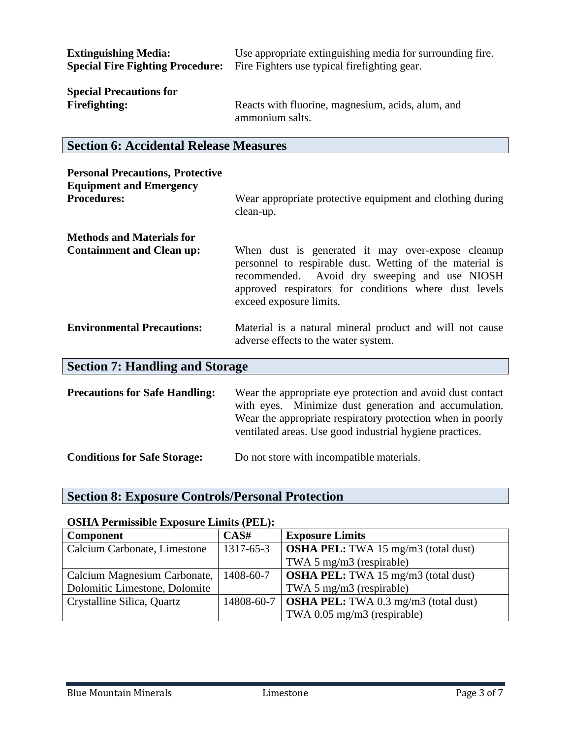**Extinguishing Media:** Use appropriate extinguishing media for surrounding fire.

**Special Fire Fighting Procedure:** Fire Fighters use typical firefighting gear.

**Special Precautions for Firefighting:** Reacts with fluorine, magnesium, acids, alum, and ammonium salts.

## Section 6: Accidental Release Measures

**Personal Precautions, Protective Equipment and Emergency Procedures:** Wear appropriate protective equipment and clothing during clean-up.

**Methods and Materials for Containment and Clean up:** When dust is generated it may over-expose cleanup personnel to respirable dust. Wetting of the material is recommended. Avoid dry sweeping and use NIOSH approved respirators for conditions where dust levels exceed exposure limits.

**Environmental Precautions:** Material is a natural mineral product and will not cause adverse effects to the water system.

## Section 7: Handling and Storage

**Precautions for Safe Handling:** Wear the appropriate eye protection and avoid dust contact with eyes. Minimize dust generation and accumulation. Wear the appropriate respiratory protection when in poorly ventilated areas. Use good industrial hygiene practices.

**Conditions for Safe Storage:** Do not store with incompatible materials.

## Section 8: Exposure Controls/Personal Protection

**OSHA Permissible Exposure Limits (PEL):**

| Component | CAS# | Exposure Limits |
|---|---|---|
| Calcium Carbonate, Limestone | 1317-65-3 | **OSHA PEL:** TWA 15 mg/m3 (total dust) TWA 5 mg/m3 (respirable) |
| Calcium Magnesium Carbonate, Dolomitic Limestone, Dolomite | 1408-60-7 | **OSHA PEL:** TWA 15 mg/m3 (total dust) TWA 5 mg/m3 (respirable) |
| Crystalline Silica, Quartz | 14808-60-7 | **OSHA PEL:** TWA 0.3 mg/m3 (total dust) TWA 0.05 mg/m3 (respirable) |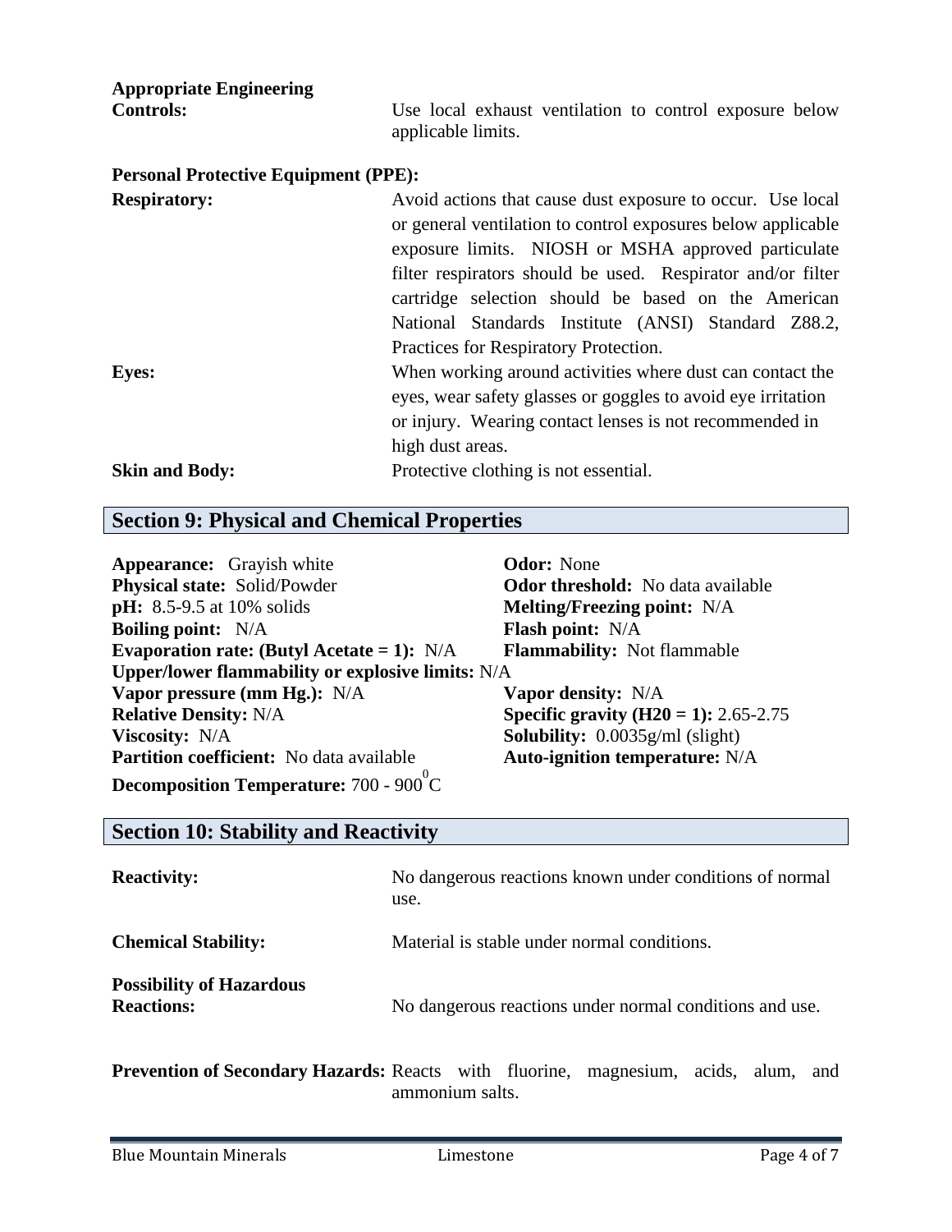**Appropriate Engineering Controls:** Use local exhaust ventilation to control exposure below applicable limits.

**Personal Protective Equipment (PPE):**

**Respiratory:** Avoid actions that cause dust exposure to occur. Use local or general ventilation to control exposures below applicable exposure limits. NIOSH or MSHA approved particulate filter respirators should be used. Respirator and/or filter cartridge selection should be based on the American National Standards Institute (ANSI) Standard Z88.2, Practices for Respiratory Protection.

**Eyes:** When working around activities where dust can contact the eyes, wear safety glasses or goggles to avoid eye irritation or injury. Wearing contact lenses is not recommended in high dust areas.

**Skin and Body:** Protective clothing is not essential.

## Section 9: Physical and Chemical Properties

**Appearance:** Grayish white

**Odor:** None

**Physical state:** Solid/Powder

**Odor threshold:** No data available

**pH:** 8.5-9.5 at 10% solids

**Melting/Freezing point:** N/A

**Boiling point:** N/A

**Flash point:** N/A

**Evaporation rate: (Butyl Acetate = 1):** N/A

**Flammability:** Not flammable

**Upper/lower flammability or explosive limits:** N/A

**Vapor pressure (mm Hg.):** N/A

**Vapor density:** N/A

**Relative Density:** N/A

**Specific gravity ($H_2O$ = 1):** 2.65-2.75

**Viscosity:** N/A

**Solubility:** 0.0035g/ml (slight)

**Partition coefficient:** No data available

**Auto-ignition temperature:** N/A

**Decomposition Temperature:** 700 - 900 $^0$C

## Section 10: Stability and Reactivity

**Reactivity:** No dangerous reactions known under conditions of normal use.

**Chemical Stability:** Material is stable under normal conditions.

**Possibility of Hazardous Reactions:** No dangerous reactions under normal conditions and use.

**Prevention of Secondary Hazards:** Reacts with fluorine, magnesium, acids, alum, and ammonium salts.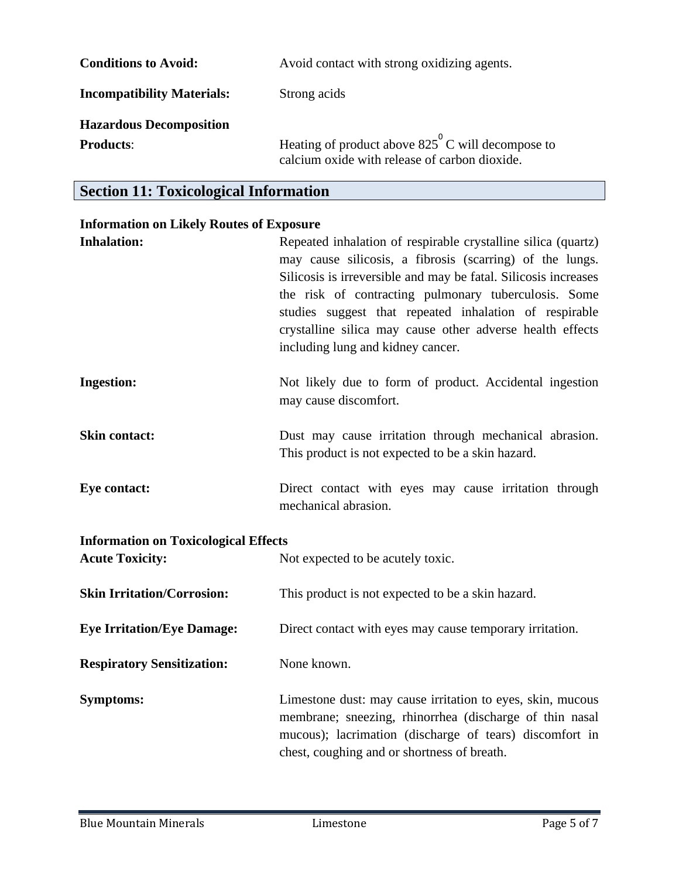**Conditions to Avoid:** Avoid contact with strong oxidizing agents.

**Incompatibility Materials:** Strong acids

**Hazardous Decomposition Products**: Heating of product above $825^0$ C will decompose to calcium oxide with release of carbon dioxide.

## Section 11: Toxicological Information

**Information on Likely Routes of Exposure**

**Inhalation:** Repeated inhalation of respirable crystalline silica (quartz) may cause silicosis, a fibrosis (scarring) of the lungs. Silicosis is irreversible and may be fatal. Silicosis increases the risk of contracting pulmonary tuberculosis. Some studies suggest that repeated inhalation of respirable crystalline silica may cause other adverse health effects including lung and kidney cancer.

**Ingestion:** Not likely due to form of product. Accidental ingestion may cause discomfort.

**Skin contact:** Dust may cause irritation through mechanical abrasion. This product is not expected to be a skin hazard.

**Eye contact:** Direct contact with eyes may cause irritation through mechanical abrasion.

**Information on Toxicological Effects**

**Acute Toxicity:** Not expected to be acutely toxic.

**Skin Irritation/Corrosion:** This product is not expected to be a skin hazard.

**Eye Irritation/Eye Damage:** Direct contact with eyes may cause temporary irritation.

**Respiratory Sensitization:** None known.

**Symptoms:** Limestone dust: may cause irritation to eyes, skin, mucous membrane; sneezing, rhinorrhea (discharge of thin nasal mucous); lacrimation (discharge of tears) discomfort in chest, coughing and or shortness of breath.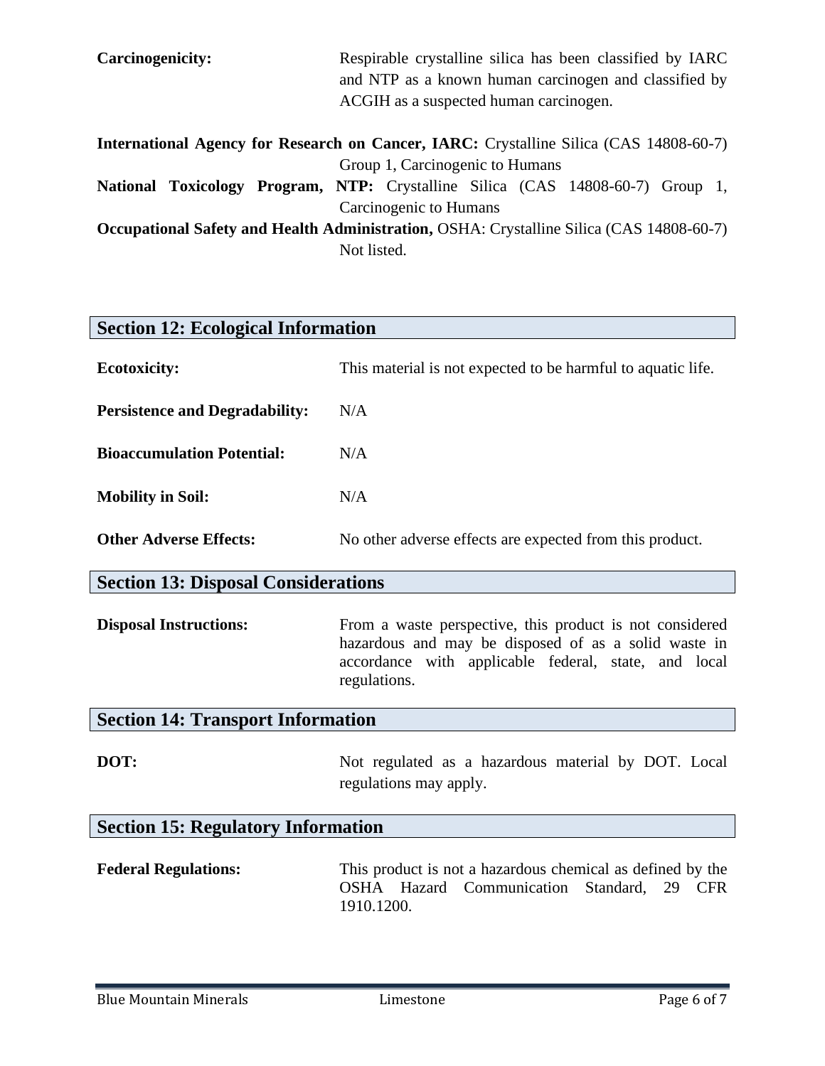**Carcinogenicity:** Respirable crystalline silica has been classified by IARC and NTP as a known human carcinogen and classified by ACGIH as a suspected human carcinogen.

**International Agency for Research on Cancer, IARC:** Crystalline Silica (CAS 14808-60-7) Group 1, Carcinogenic to Humans

**National Toxicology Program, NTP:** Crystalline Silica (CAS 14808-60-7) Group 1, Carcinogenic to Humans

**Occupational Safety and Health Administration,** OSHA: Crystalline Silica (CAS 14808-60-7) Not listed.

## Section 12: Ecological Information

**Ecotoxicity:** This material is not expected to be harmful to aquatic life.

**Persistence and Degradability:** N/A

**Bioaccumulation Potential:** N/A

**Mobility in Soil:** N/A

**Other Adverse Effects:** No other adverse effects are expected from this product.

## Section 13: Disposal Considerations

**Disposal Instructions:** From a waste perspective, this product is not considered hazardous and may be disposed of as a solid waste in accordance with applicable federal, state, and local regulations.

## Section 14: Transport Information

**DOT:** Not regulated as a hazardous material by DOT. Local regulations may apply.

## Section 15: Regulatory Information

**Federal Regulations:** This product is not a hazardous chemical as defined by the OSHA Hazard Communication Standard, 29 CFR 1910.1200.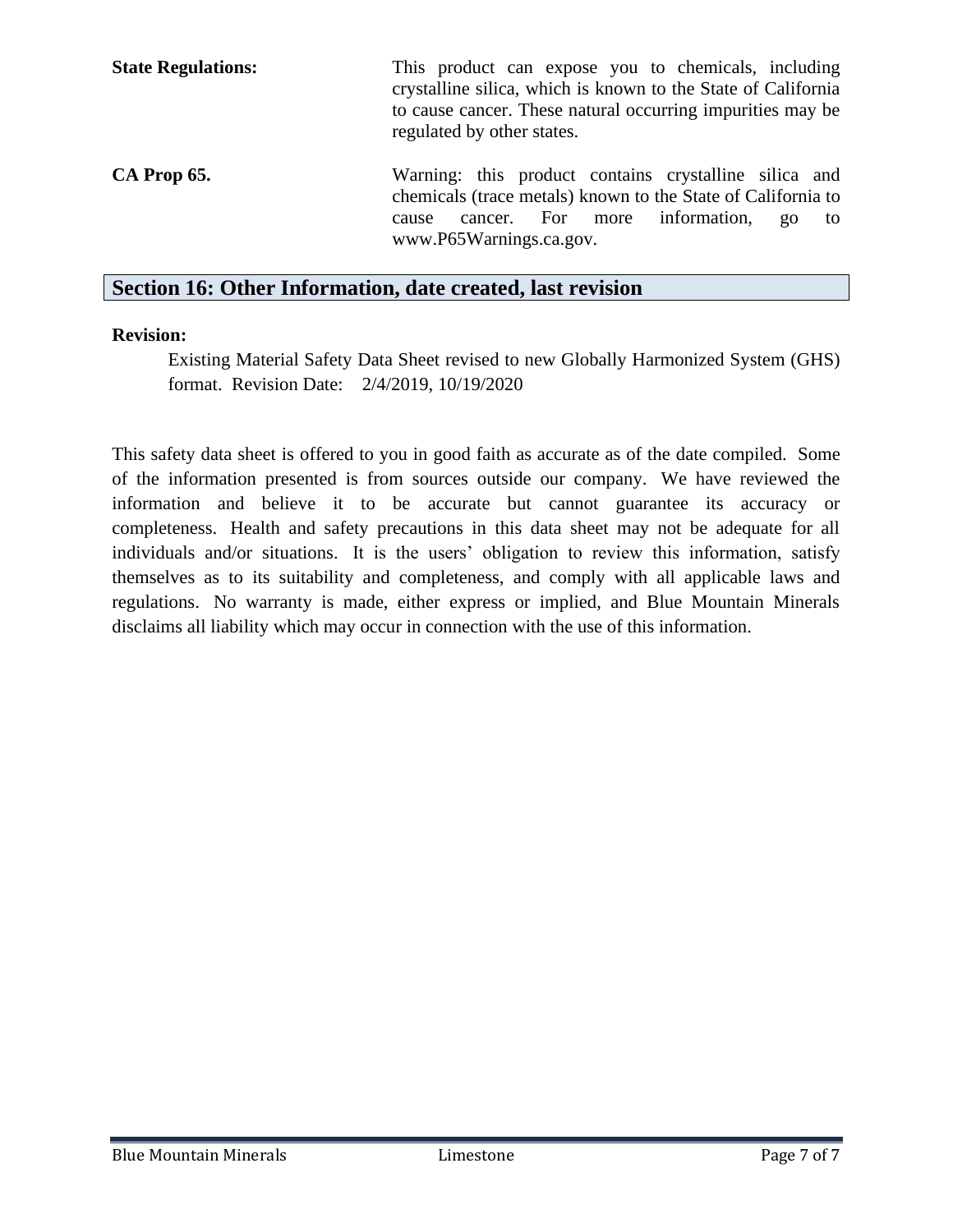**State Regulations:** This product can expose you to chemicals, including crystalline silica, which is known to the State of California to cause cancer. These natural occurring impurities may be regulated by other states.

**CA Prop 65.** Warning: this product contains crystalline silica and chemicals (trace metals) known to the State of California to cause cancer. For more information, go to www.P65Warnings.ca.gov.

## Section 16: Other Information, date created, last revision

**Revision:**

Existing Material Safety Data Sheet revised to new Globally Harmonized System (GHS) format. Revision Date: 2/4/2019, 10/19/2020

This safety data sheet is offered to you in good faith as accurate as of the date compiled. Some of the information presented is from sources outside our company. We have reviewed the information and believe it to be accurate but cannot guarantee its accuracy or completeness. Health and safety precautions in this data sheet may not be adequate for all individuals and/or situations. It is the users' obligation to review this information, satisfy themselves as to its suitability and completeness, and comply with all applicable laws and regulations. No warranty is made, either express or implied, and Blue Mountain Minerals disclaims all liability which may occur in connection with the use of this information.